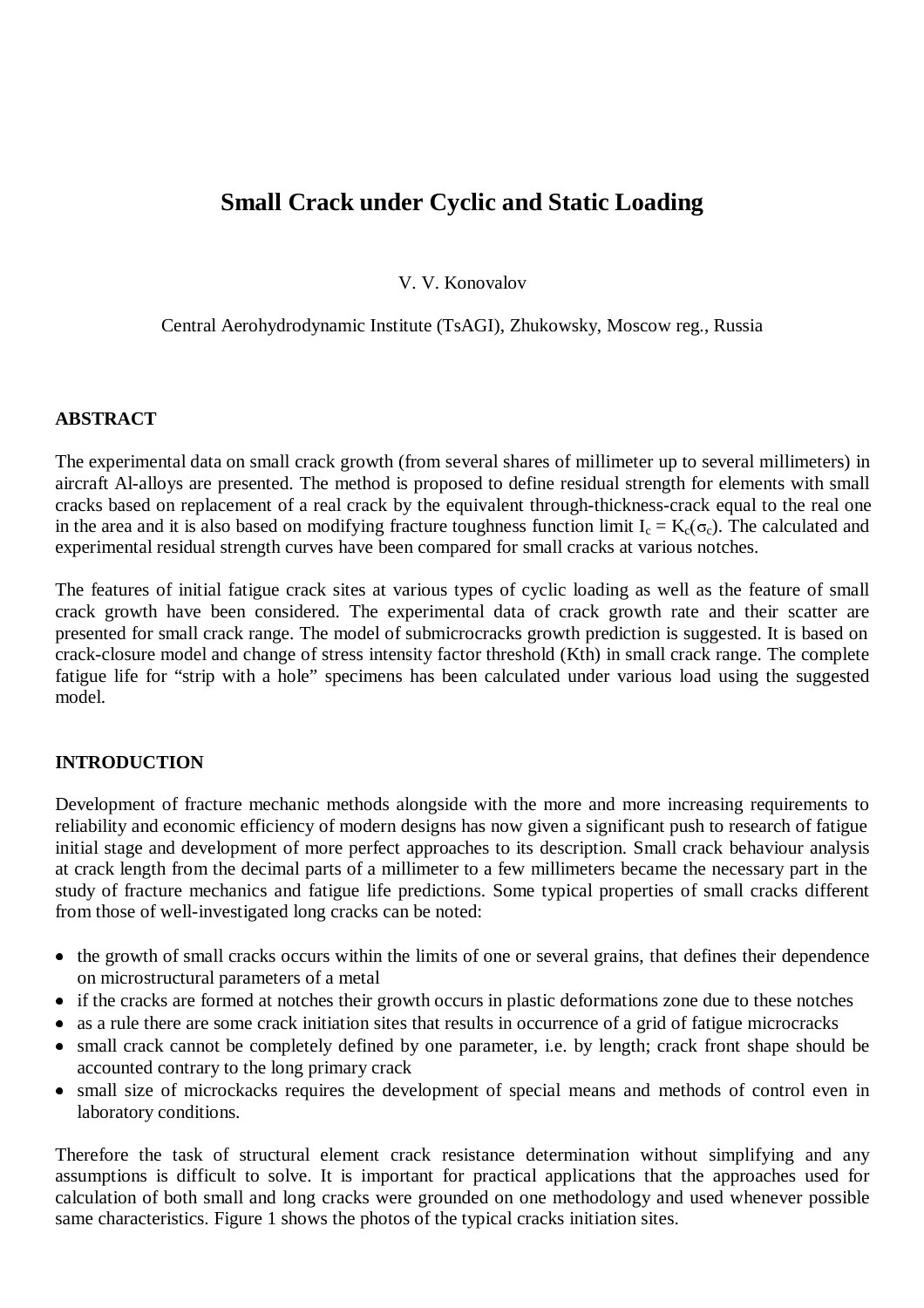# Small Crack under Cyclic and Static Loading

V. V. Konovalov

Central Aerohydrodynamic Institute (TsAGI), Zhukowsky, Moscow reg., Russia

## ABSTRACT

The experimental data on small crack growth (from several shares of millimeter up to several millimeters) in aircraft Al-alloys are presented. The method is proposed to define residual strength for elements with small cracks based on replacement of a real crack by the equivalent through-thickness-crack equal to the real one in the area and it is also based on modifying fracture toughness function limit $I_c = K_c(\sigma_c)$. The calculated and experimental residual strength curves have been compared for small cracks at various notches.

The features of initial fatigue crack sites at various types of cyclic loading as well as the feature of small crack growth have been considered. The experimental data of crack growth rate and their scatter are presented for small crack range. The model of submicrocracks growth prediction is suggested. It is based on crack-closure model and change of stress intensity factor threshold (Kth) in small crack range. The complete fatigue life for "strip with a hole" specimens has been calculated under various load using the suggested model.

## INTRODUCTION

Development of fracture mechanic methods alongside with the more and more increasing requirements to reliability and economic efficiency of modern designs has now given a significant push to research of fatigue initial stage and development of more perfect approaches to its description. Small crack behaviour analysis at crack length from the decimal parts of a millimeter to a few millimeters became the necessary part in the study of fracture mechanics and fatigue life predictions. Some typical properties of small cracks different from those of well-investigated long cracks can be noted:

- the growth of small cracks occurs within the limits of one or several grains, that defines their dependence on microstructural parameters of a metal
- if the cracks are formed at notches their growth occurs in plastic deformations zone due to these notches
- as a rule there are some crack initiation sites that results in occurrence of a grid of fatigue microcracks
- small crack cannot be completely defined by one parameter, i.e. by length; crack front shape should be accounted contrary to the long primary crack
- small size of microckacks requires the development of special means and methods of control even in laboratory conditions.

Therefore the task of structural element crack resistance determination without simplifying and any assumptions is difficult to solve. It is important for practical applications that the approaches used for calculation of both small and long cracks were grounded on one methodology and used whenever possible same characteristics. Figure 1 shows the photos of the typical cracks initiation sites.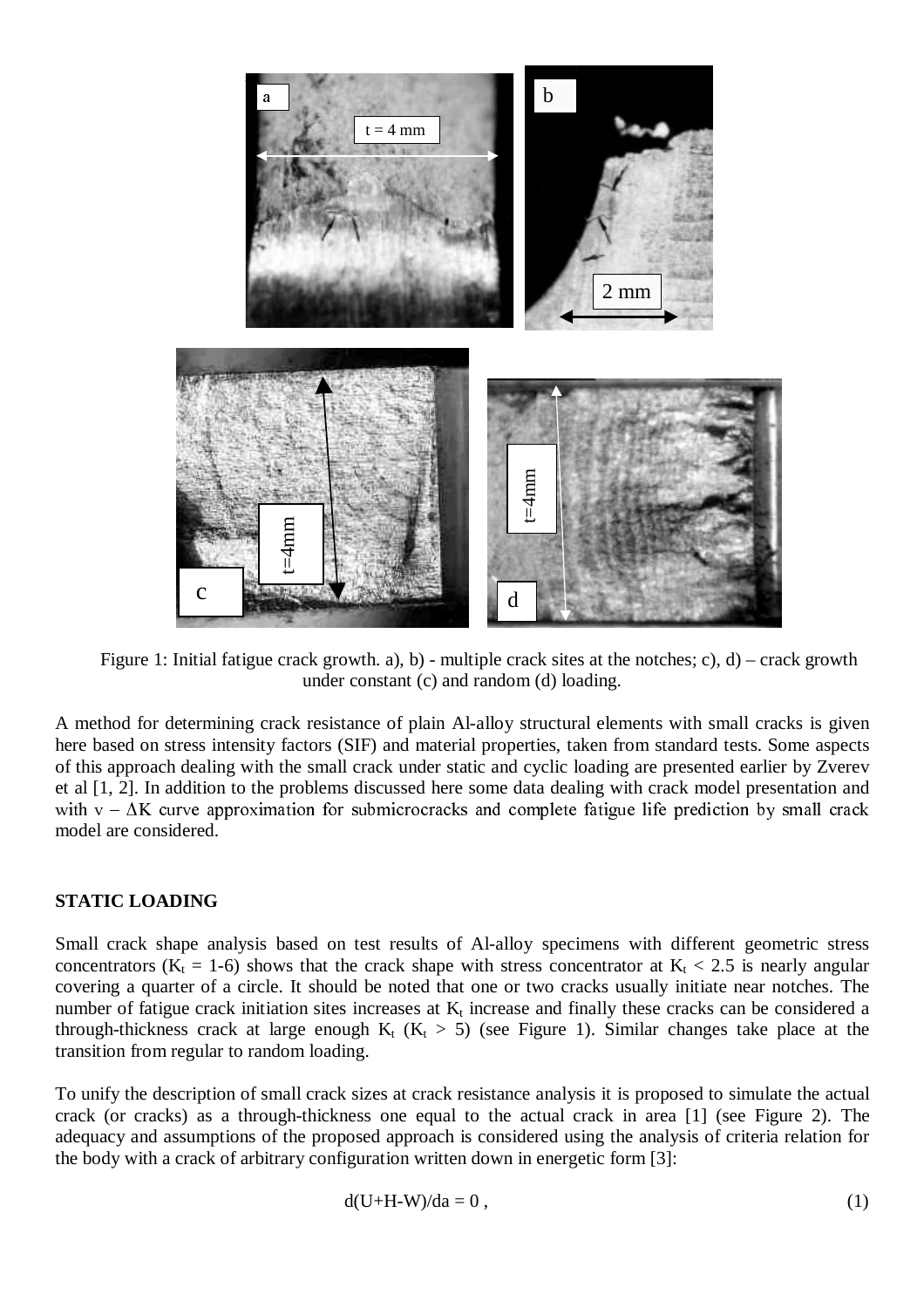Figure 1: Initial fatigue crack growth. a), b) - multiple crack sites at the notches; c), d) – crack growth under constant (c) and random (d) loading.

A method for determining crack resistance of plain Al-alloy structural elements with small cracks is given here based on stress intensity factors (SIF) and material properties, taken from standard tests. Some aspects of this approach dealing with the small crack under static and cyclic loading are presented earlier by Zverev et al [1, 2]. In addition to the problems discussed here some data dealing with crack model presentation and with $v - \Delta K$ curve approximation for submicrocracks and complete fatigue life prediction by small crack model are considered.

## STATIC LOADING

Small crack shape analysis based on test results of Al-alloy specimens with different geometric stress concentrators ($K_t$ = 1-6) shows that the crack shape with stress concentrator at $K_t < 2.5$ is nearly angular covering a quarter of a circle. It should be noted that one or two cracks usually initiate near notches. The number of fatigue crack initiation sites increases at $K_t$ increase and finally these cracks can be considered a through-thickness crack at large enough $K_t$ ($K_t > 5$) (see Figure 1). Similar changes take place at the transition from regular to random loading.

To unify the description of small crack sizes at crack resistance analysis it is proposed to simulate the actual crack (or cracks) as a through-thickness one equal to the actual crack in area [1] (see Figure 2). The adequacy and assumptions of the proposed approach is considered using the analysis of criteria relation for the body with a crack of arbitrary configuration written down in energetic form [3]:

$$d(U+H-W)/da = 0\,, \tag{1}$$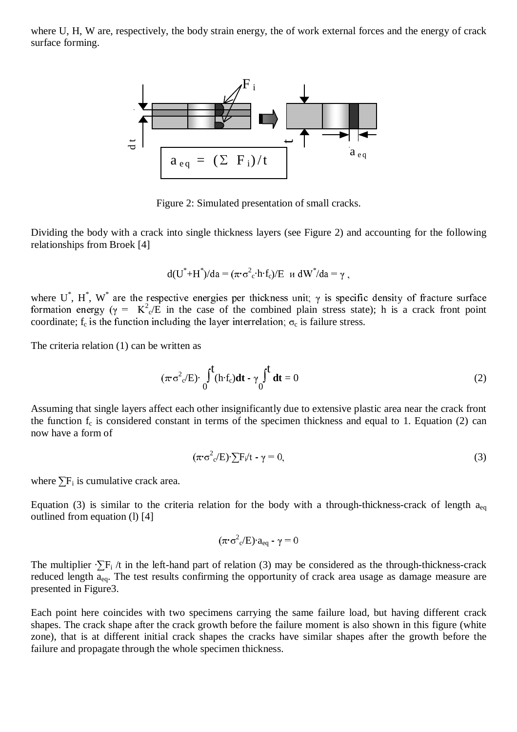where U, H, W are, respectively, the body strain energy, the of work external forces and the energy of crack surface forming.

Figure 2: Simulated presentation of small cracks.

Dividing the body with a crack into single thickness layers (see Figure 2) and accounting for the following relationships from Broek [4]

$$d(U^{*}+H^{*})/da = (\pi\cdot\sigma_c^2\cdot h\cdot f_c)/E \text{ и } dW^{*}/da = \gamma ,$$

where $U^{*}$, $H^{*}$, $W^{*}$ are the respective energies per thickness unit; $\gamma$ is specific density of fracture surface formation energy ($\gamma = K_c^2/E$ in the case of the combined plain stress state); h is a crack front point coordinate; $f_c$ is the function including the layer interrelation; $\sigma_c$ is failure stress.

The criteria relation (1) can be written as

$$(\pi\cdot\sigma_c^2/E)\cdot \int_0^t (h\cdot f_c)\mathbf{dt} - \gamma \int_0^t \mathbf{dt} = 0 \tag{2}$$

Assuming that single layers affect each other insignificantly due to extensive plastic area near the crack front the function $f_c$ is considered constant in terms of the specimen thickness and equal to 1. Equation (2) can now have a form of

$$(\pi\cdot\sigma_c^2/E)\cdot\sum F_i/t - \gamma = 0, \tag{3}$$

where $\sum F_i$ is cumulative crack area.

Equation (3) is similar to the criteria relation for the body with a through-thickness-crack of length $a_{eq}$ outlined from equation (l) [4]

$$(\pi\cdot\sigma_c^2/E)\cdot a_{eq} - \gamma = 0$$

The multiplier $\cdot\sum F_i /t$ in the left-hand part of relation (3) may be considered as the through-thickness-crack reduced length $a_{eq}$. The test results confirming the opportunity of crack area usage as damage measure are presented in Figure3.

Each point here coincides with two specimens carrying the same failure load, but having different crack shapes. The crack shape after the crack growth before the failure moment is also shown in this figure (white zone), that is at different initial crack shapes the cracks have similar shapes after the growth before the failure and propagate through the whole specimen thickness.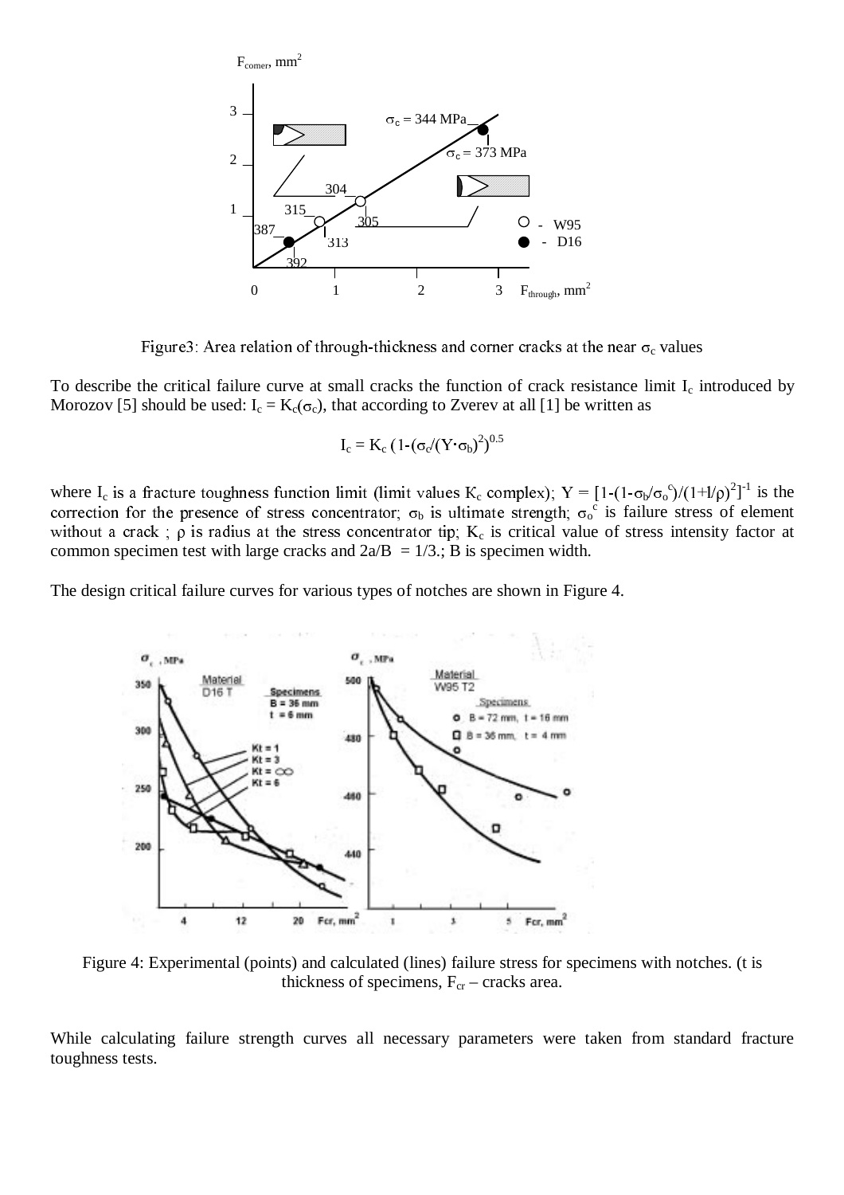Figure3: Area relation of through-thickness and corner cracks at the near $\sigma_c$ values

To describe the critical failure curve at small cracks the function of crack resistance limit $I_c$ introduced by Morozov [5] should be used: $I_c = K_c(\sigma_c)$, that according to Zverev at all [1] be written as

$$I_c = K_c\,(1-(\sigma_c/(Y\cdot\sigma_b))^2)^{0.5}$$

where $I_c$ is a fracture toughness function limit (limit values $K_c$ complex); $Y = [1-(1-\sigma_b/\sigma_o^c)/(1+l/\rho)^2]^{-1}$ is the correction for the presence of stress concentrator; $\sigma_b$ is ultimate strength; $\sigma_o^c$ is failure stress of element without a crack ; $\rho$ is radius at the stress concentrator tip; $K_c$ is critical value of stress intensity factor at common specimen test with large cracks and $2a/B = 1/3$.; B is specimen width.

The design critical failure curves for various types of notches are shown in Figure 4.

Figure 4: Experimental (points) and calculated (lines) failure stress for specimens with notches. (t is thickness of specimens, $F_{cr}$ – cracks area.

While calculating failure strength curves all necessary parameters were taken from standard fracture toughness tests.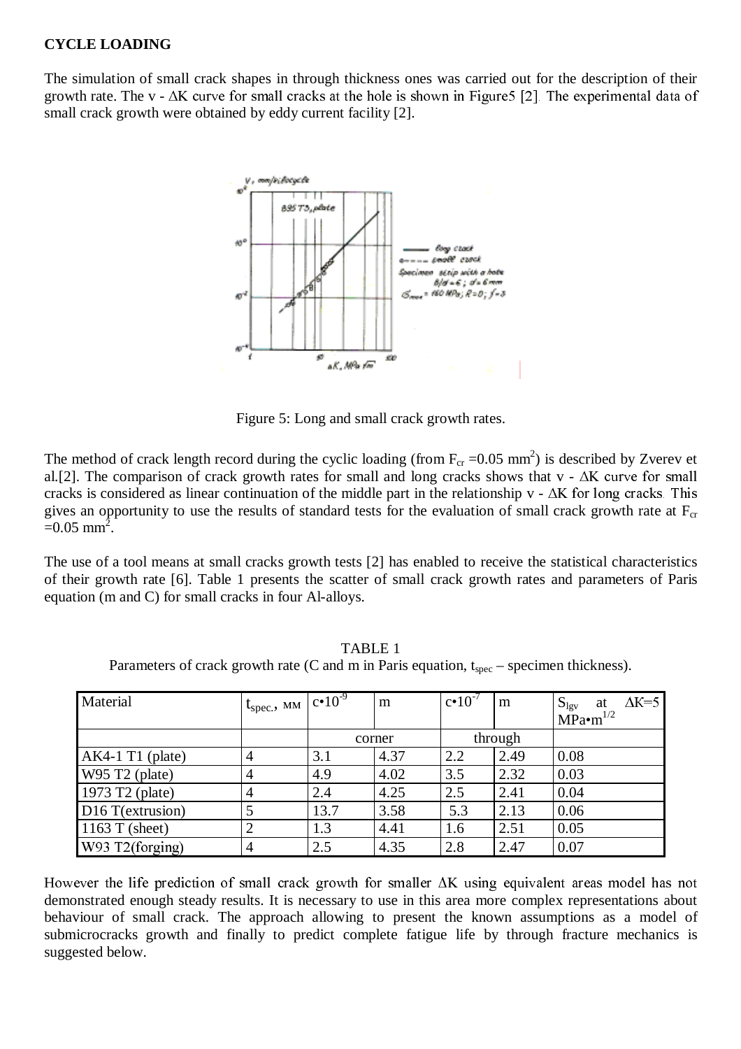**CYCLE LOADING**

The simulation of small crack shapes in through thickness ones was carried out for the description of their growth rate. The v - ΔK curve for small cracks at the hole is shown in Figure5 [2]. The experimental data of small crack growth were obtained by eddy current facility [2].

Figure 5: Long and small crack growth rates.

The method of crack length record during the cyclic loading (from $F_{cr}$ =0.05 mm$^2$) is described by Zverev et al.[2]. The comparison of crack growth rates for small and long cracks shows that v - ΔK curve for small cracks is considered as linear continuation of the middle part in the relationship v - ΔK for long cracks. This gives an opportunity to use the results of standard tests for the evaluation of small crack growth rate at $F_{cr}$ =0.05 mm$^2$.

The use of a tool means at small cracks growth tests [2] has enabled to receive the statistical characteristics of their growth rate [6]. Table 1 presents the scatter of small crack growth rates and parameters of Paris equation (m and C) for small cracks in four Al-alloys.

TABLE 1
Parameters of crack growth rate (C and m in Paris equation, $t_{spec}$ – specimen thickness).

| Material | $t_{spec.}$, мм | c•$10^{-9}$ | m | c•$10^{-7}$ | m | $S_{lgv}$ at ΔK=5 MPa•m$^{1/2}$ |
|---|---|---|---|---|---|---|
| | | corner | | through | | |
| AK4-1 T1 (plate) | 4 | 3.1 | 4.37 | 2.2 | 2.49 | 0.08 |
| W95 T2 (plate) | 4 | 4.9 | 4.02 | 3.5 | 2.32 | 0.03 |
| 1973 T2 (plate) | 4 | 2.4 | 4.25 | 2.5 | 2.41 | 0.04 |
| D16 T(extrusion) | 5 | 13.7 | 3.58 | 5.3 | 2.13 | 0.06 |
| 1163 T (sheet) | 2 | 1.3 | 4.41 | 1.6 | 2.51 | 0.05 |
| W93 T2(forging) | 4 | 2.5 | 4.35 | 2.8 | 2.47 | 0.07 |

However the life prediction of small crack growth for smaller ΔK using equivalent areas model has not demonstrated enough steady results. It is necessary to use in this area more complex representations about behaviour of small crack. The approach allowing to present the known assumptions as a model of submicrocracks growth and finally to predict complete fatigue life by through fracture mechanics is suggested below.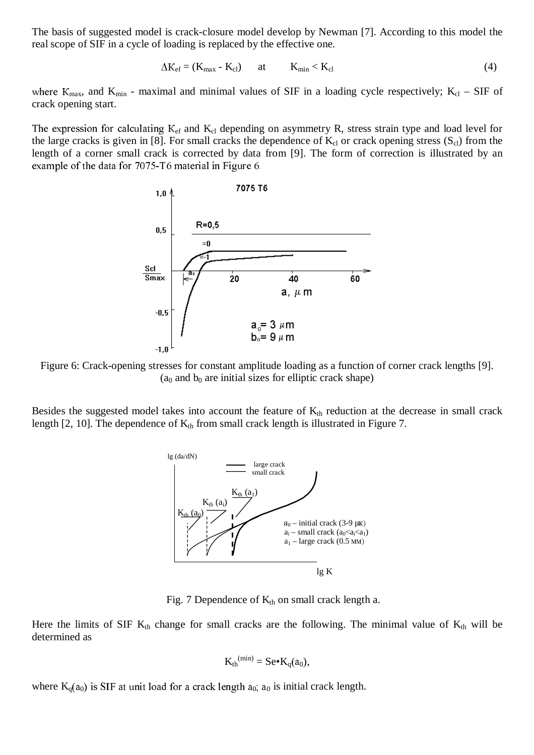The basis of suggested model is crack-closure model develop by Newman [7]. According to this model the real scope of SIF in a cycle of loading is replaced by the effective one.

$$\Delta K_{ef} = (K_{max} - K_{cl}) \quad \text{at} \quad K_{min} < K_{cl} \tag{4}$$

where $K_{max}$, and $K_{min}$ - maximal and minimal values of SIF in a loading cycle respectively; $K_{cl}$ – SIF of crack opening start.

The expression for calculating $K_{ef}$ and $K_{cl}$ depending on asymmetry R, stress strain type and load level for the large cracks is given in [8]. For small cracks the dependence of $K_{cl}$ or crack opening stress ($S_{cl}$) from the length of a corner small crack is corrected by data from [9]. The form of correction is illustrated by an example of the data for 7075-T6 material in Figure 6.

Figure 6: Crack-opening stresses for constant amplitude loading as a function of corner crack lengths [9]. ($a_0$ and $b_0$ are initial sizes for elliptic crack shape)

Besides the suggested model takes into account the feature of $K_{th}$ reduction at the decrease in small crack length [2, 10]. The dependence of $K_{th}$ from small crack length is illustrated in Figure 7.

Fig. 7 Dependence of $K_{th}$ on small crack length a.

Here the limits of SIF $K_{th}$ change for small cracks are the following. The minimal value of $K_{th}$ will be determined as

$$K_{th}^{(min)} = Se \bullet K_q(a_0),$$

where $K_q(a_0)$ is SIF at unit load for a crack length $a_0$; $a_0$ is initial crack length.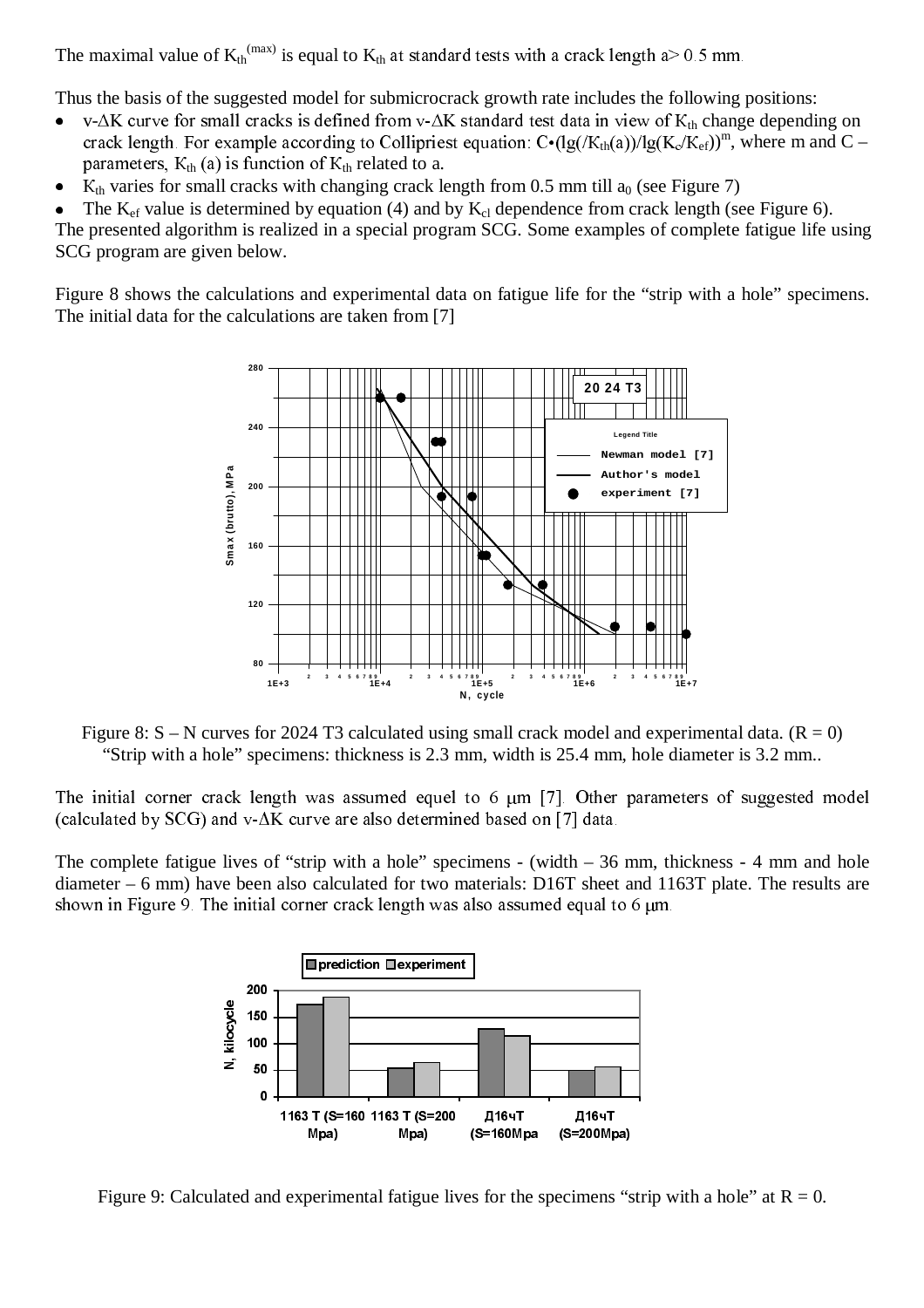The maximal value of $K_{th}^{(max)}$ is equal to $K_{th}$ at standard tests with a crack length a> 0.5 mm.

Thus the basis of the suggested model for submicrocrack growth rate includes the following positions:

- v-ΔK curve for small cracks is defined from v-ΔK standard test data in view of $K_{th}$ change depending on crack length. For example according to Collipriest equation: $C\bullet(\lg(/K_{th}(a))/\lg(K_c/K_{ef}))^m$, where m and C – parameters, $K_{th}$ (a) is function of $K_{th}$ related to a.
- $K_{th}$ varies for small cracks with changing crack length from 0.5 mm till $a_0$ (see Figure 7)
- The $K_{ef}$ value is determined by equation (4) and by $K_{cl}$ dependence from crack length (see Figure 6).

The presented algorithm is realized in a special program SCG. Some examples of complete fatigue life using SCG program are given below.

Figure 8 shows the calculations and experimental data on fatigue life for the "strip with a hole" specimens. The initial data for the calculations are taken from [7]

Figure 8: S – N curves for 2024 T3 calculated using small crack model and experimental data. (R = 0) "Strip with a hole" specimens: thickness is 2.3 mm, width is 25.4 mm, hole diameter is 3.2 mm..

The initial corner crack length was assumed equel to 6 μm [7]. Other parameters of suggested model (calculated by SCG) and v-ΔK curve are also determined based on [7] data.

The complete fatigue lives of "strip with a hole" specimens - (width – 36 mm, thickness - 4 mm and hole diameter – 6 mm) have been also calculated for two materials: D16T sheet and 1163T plate. The results are shown in Figure 9. The initial corner crack length was also assumed equal to 6 μm.

Figure 9: Calculated and experimental fatigue lives for the specimens "strip with a hole" at R = 0.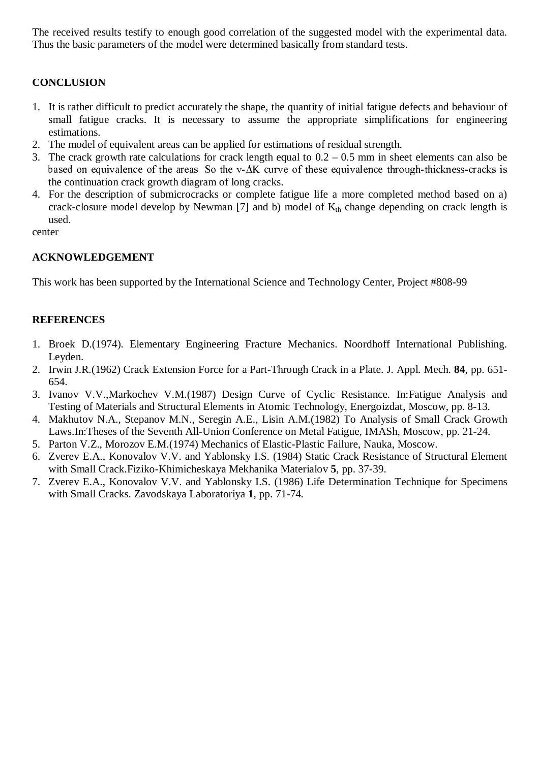The received results testify to enough good correlation of the suggested model with the experimental data. Thus the basic parameters of the model were determined basically from standard tests.

## CONCLUSION

1. It is rather difficult to predict accurately the shape, the quantity of initial fatigue defects and behaviour of small fatigue cracks. It is necessary to assume the appropriate simplifications for engineering estimations.
2. The model of equivalent areas can be applied for estimations of residual strength.
3. The crack growth rate calculations for crack length equal to 0.2 – 0.5 mm in sheet elements can also be based on equivalence of the areas. So the v-$\Delta K$ curve of these equivalence through-thickness-cracks is the continuation crack growth diagram of long cracks.
4. For the description of submicrocracks or complete fatigue life a more completed method based on a) crack-closure model develop by Newman [7] and b) model of $K_{th}$ change depending on crack length is used.

center

## ACKNOWLEDGEMENT

This work has been supported by the International Science and Technology Center, Project #808-99

## REFERENCES

1. Broek D.(1974). Elementary Engineering Fracture Mechanics. Noordhoff International Publishing. Leyden.
2. Irwin J.R.(1962) Crack Extension Force for a Part-Through Crack in a Plate. J. Appl. Mech. **84**, pp. 651-654.
3. Ivanov V.V.,Markochev V.M.(1987) Design Curve of Cyclic Resistance. In:Fatigue Analysis and Testing of Materials and Structural Elements in Atomic Technology, Energoizdat, Moscow, pp. 8-13.
4. Makhutov N.A., Stepanov M.N., Seregin A.E., Lisin A.M.(1982) To Analysis of Small Crack Growth Laws.In:Theses of the Seventh All-Union Conference on Metal Fatigue, IMASh, Moscow, pp. 21-24.
5. Parton V.Z., Morozov E.M.(1974) Mechanics of Elastic-Plastic Failure, Nauka, Moscow.
6. Zverev E.A., Konovalov V.V. and Yablonsky I.S. (1984) Static Crack Resistance of Structural Element with Small Crack.Fiziko-Khimicheskaya Mekhanika Materialov **5**, pp. 37-39.
7. Zverev E.A., Konovalov V.V. and Yablonsky I.S. (1986) Life Determination Technique for Specimens with Small Cracks. Zavodskaya Laboratoriya **1**, pp. 71-74.